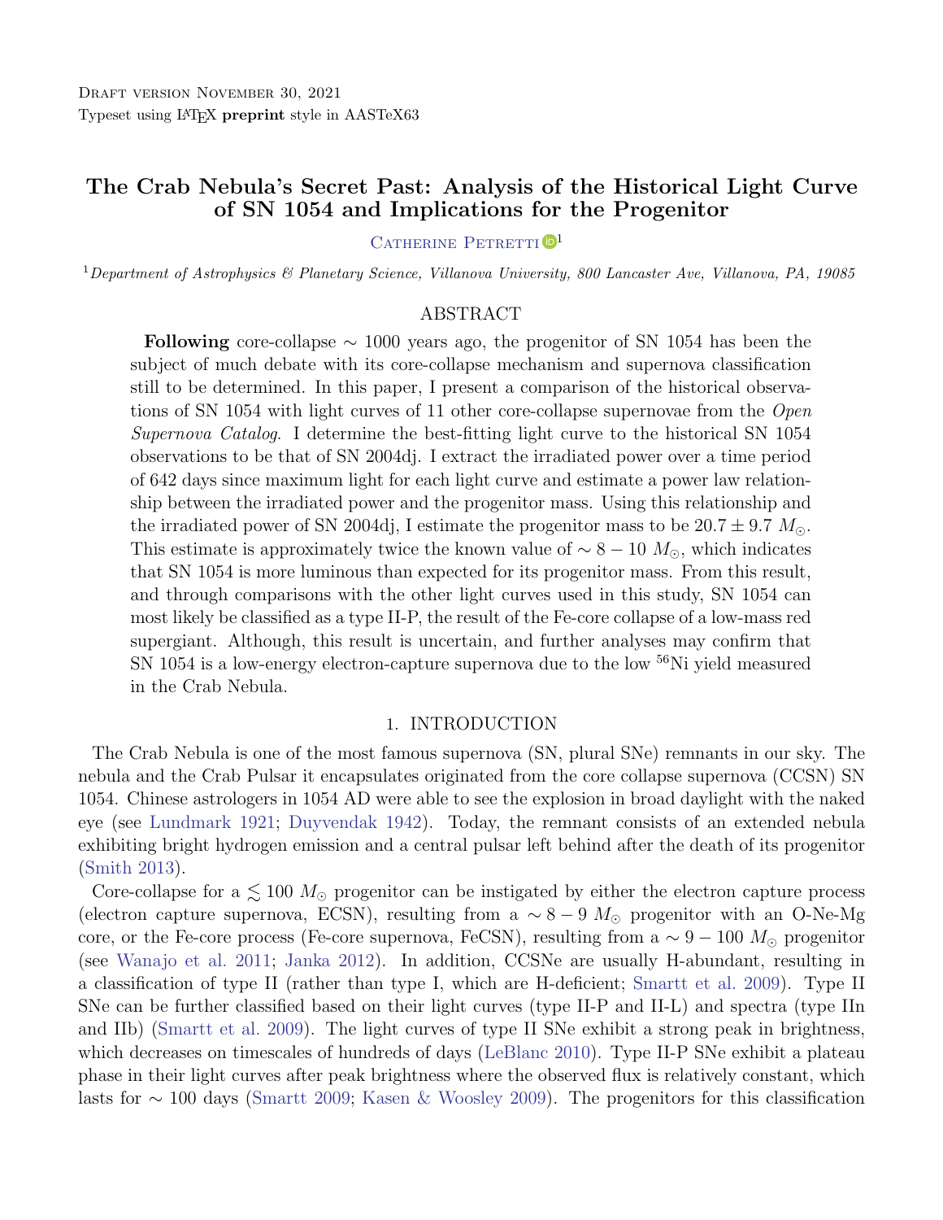Draft version November 30, 2021

Typeset using LaTeX **preprint** style in AASTeX63

# The Crab Nebula's Secret Past: Analysis of the Historical Light Curve of SN 1054 and Implications for the Progenitor

Catherine Petretti[1]

[1]*Department of Astrophysics & Planetary Science, Villanova University, 800 Lancaster Ave, Villanova, PA, 19085*

## ABSTRACT

**Following** core-collapse $\sim$ 1000 years ago, the progenitor of SN 1054 has been the subject of much debate with its core-collapse mechanism and supernova classification still to be determined. In this paper, I present a comparison of the historical observations of SN 1054 with light curves of 11 other core-collapse supernovae from the *Open Supernova Catalog*. I determine the best-fitting light curve to the historical SN 1054 observations to be that of SN 2004dj. I extract the irradiated power over a time period of 642 days since maximum light for each light curve and estimate a power law relationship between the irradiated power and the progenitor mass. Using this relationship and the irradiated power of SN 2004dj, I estimate the progenitor mass to be $20.7 \pm 9.7\ M_{\odot}$. This estimate is approximately twice the known value of $\sim 8 - 10\ M_{\odot}$, which indicates that SN 1054 is more luminous than expected for its progenitor mass. From this result, and through comparisons with the other light curves used in this study, SN 1054 can most likely be classified as a type II-P, the result of the Fe-core collapse of a low-mass red supergiant. Although, this result is uncertain, and further analyses may confirm that SN 1054 is a low-energy electron-capture supernova due to the low $^{56}$Ni yield measured in the Crab Nebula.

## 1. INTRODUCTION

The Crab Nebula is one of the most famous supernova (SN, plural SNe) remnants in our sky. The nebula and the Crab Pulsar it encapsulates originated from the core collapse supernova (CCSN) SN 1054. Chinese astrologers in 1054 AD were able to see the explosion in broad daylight with the naked eye (see Lundmark 1921; Duyvendak 1942). Today, the remnant consists of an extended nebula exhibiting bright hydrogen emission and a central pulsar left behind after the death of its progenitor (Smith 2013).

Core-collapse for a $\lesssim 100\ M_{\odot}$ progenitor can be instigated by either the electron capture process (electron capture supernova, ECSN), resulting from a $\sim 8 - 9\ M_{\odot}$ progenitor with an O-Ne-Mg core, or the Fe-core process (Fe-core supernova, FeCSN), resulting from a $\sim 9 - 100\ M_{\odot}$ progenitor (see Wanajo et al. 2011; Janka 2012). In addition, CCSNe are usually H-abundant, resulting in a classification of type II (rather than type I, which are H-deficient; Smartt et al. 2009). Type II SNe can be further classified based on their light curves (type II-P and II-L) and spectra (type IIn and IIb) (Smartt et al. 2009). The light curves of type II SNe exhibit a strong peak in brightness, which decreases on timescales of hundreds of days (LeBlanc 2010). Type II-P SNe exhibit a plateau phase in their light curves after peak brightness where the observed flux is relatively constant, which lasts for $\sim$ 100 days (Smartt 2009; Kasen & Woosley 2009). The progenitors for this classification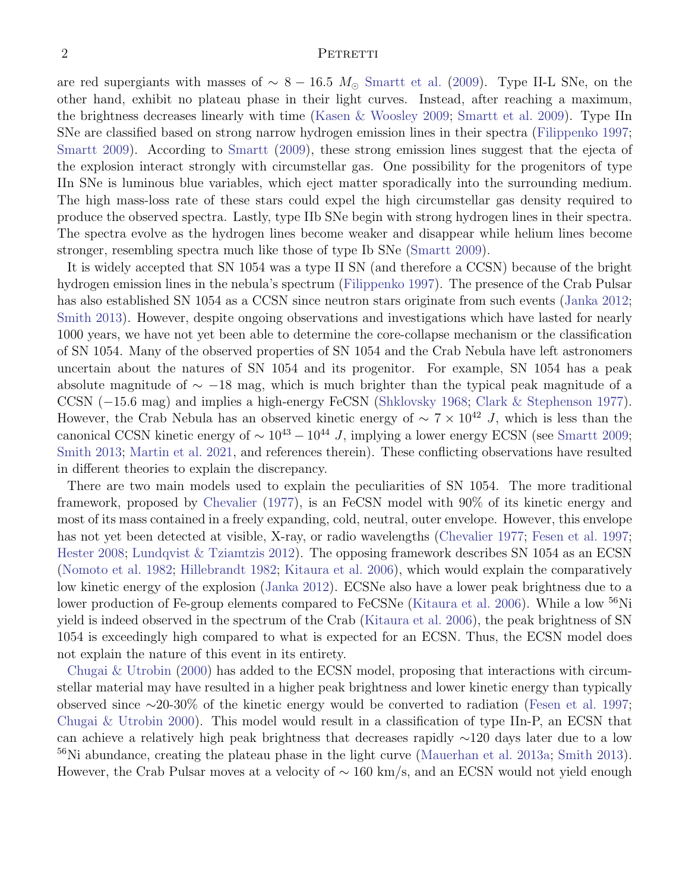are red supergiants with masses of $\sim 8 - 16.5\ M_{\odot}$ Smartt et al. (2009). Type II-L SNe, on the other hand, exhibit no plateau phase in their light curves. Instead, after reaching a maximum, the brightness decreases linearly with time (Kasen & Woosley 2009; Smartt et al. 2009). Type IIn SNe are classified based on strong narrow hydrogen emission lines in their spectra (Filippenko 1997; Smartt 2009). According to Smartt (2009), these strong emission lines suggest that the ejecta of the explosion interact strongly with circumstellar gas. One possibility for the progenitors of type IIn SNe is luminous blue variables, which eject matter sporadically into the surrounding medium. The high mass-loss rate of these stars could expel the high circumstellar gas density required to produce the observed spectra. Lastly, type IIb SNe begin with strong hydrogen lines in their spectra. The spectra evolve as the hydrogen lines become weaker and disappear while helium lines become stronger, resembling spectra much like those of type Ib SNe (Smartt 2009).

It is widely accepted that SN 1054 was a type II SN (and therefore a CCSN) because of the bright hydrogen emission lines in the nebula's spectrum (Filippenko 1997). The presence of the Crab Pulsar has also established SN 1054 as a CCSN since neutron stars originate from such events (Janka 2012; Smith 2013). However, despite ongoing observations and investigations which have lasted for nearly 1000 years, we have not yet been able to determine the core-collapse mechanism or the classification of SN 1054. Many of the observed properties of SN 1054 and the Crab Nebula have left astronomers uncertain about the natures of SN 1054 and its progenitor. For example, SN 1054 has a peak absolute magnitude of $\sim -18$ mag, which is much brighter than the typical peak magnitude of a CCSN ($-15.6$ mag) and implies a high-energy FeCSN (Shklovsky 1968; Clark & Stephenson 1977). However, the Crab Nebula has an observed kinetic energy of $\sim 7 \times 10^{42}\ J$, which is less than the canonical CCSN kinetic energy of $\sim 10^{43} - 10^{44}\ J$, implying a lower energy ECSN (see Smartt 2009; Smith 2013; Martin et al. 2021, and references therein). These conflicting observations have resulted in different theories to explain the discrepancy.

There are two main models used to explain the peculiarities of SN 1054. The more traditional framework, proposed by Chevalier (1977), is an FeCSN model with 90% of its kinetic energy and most of its mass contained in a freely expanding, cold, neutral, outer envelope. However, this envelope has not yet been detected at visible, X-ray, or radio wavelengths (Chevalier 1977; Fesen et al. 1997; Hester 2008; Lundqvist & Tziamtzis 2012). The opposing framework describes SN 1054 as an ECSN (Nomoto et al. 1982; Hillebrandt 1982; Kitaura et al. 2006), which would explain the comparatively low kinetic energy of the explosion (Janka 2012). ECSNe also have a lower peak brightness due to a lower production of Fe-group elements compared to FeCSNe (Kitaura et al. 2006). While a low $^{56}$Ni yield is indeed observed in the spectrum of the Crab (Kitaura et al. 2006), the peak brightness of SN 1054 is exceedingly high compared to what is expected for an ECSN. Thus, the ECSN model does not explain the nature of this event in its entirety.

Chugai & Utrobin (2000) has added to the ECSN model, proposing that interactions with circumstellar material may have resulted in a higher peak brightness and lower kinetic energy than typically observed since ∼20-30% of the kinetic energy would be converted to radiation (Fesen et al. 1997; Chugai & Utrobin 2000). This model would result in a classification of type IIn-P, an ECSN that can achieve a relatively high peak brightness that decreases rapidly ∼120 days later due to a low $^{56}$Ni abundance, creating the plateau phase in the light curve (Mauerhan et al. 2013a; Smith 2013). However, the Crab Pulsar moves at a velocity of $\sim 160$ km/s, and an ECSN would not yield enough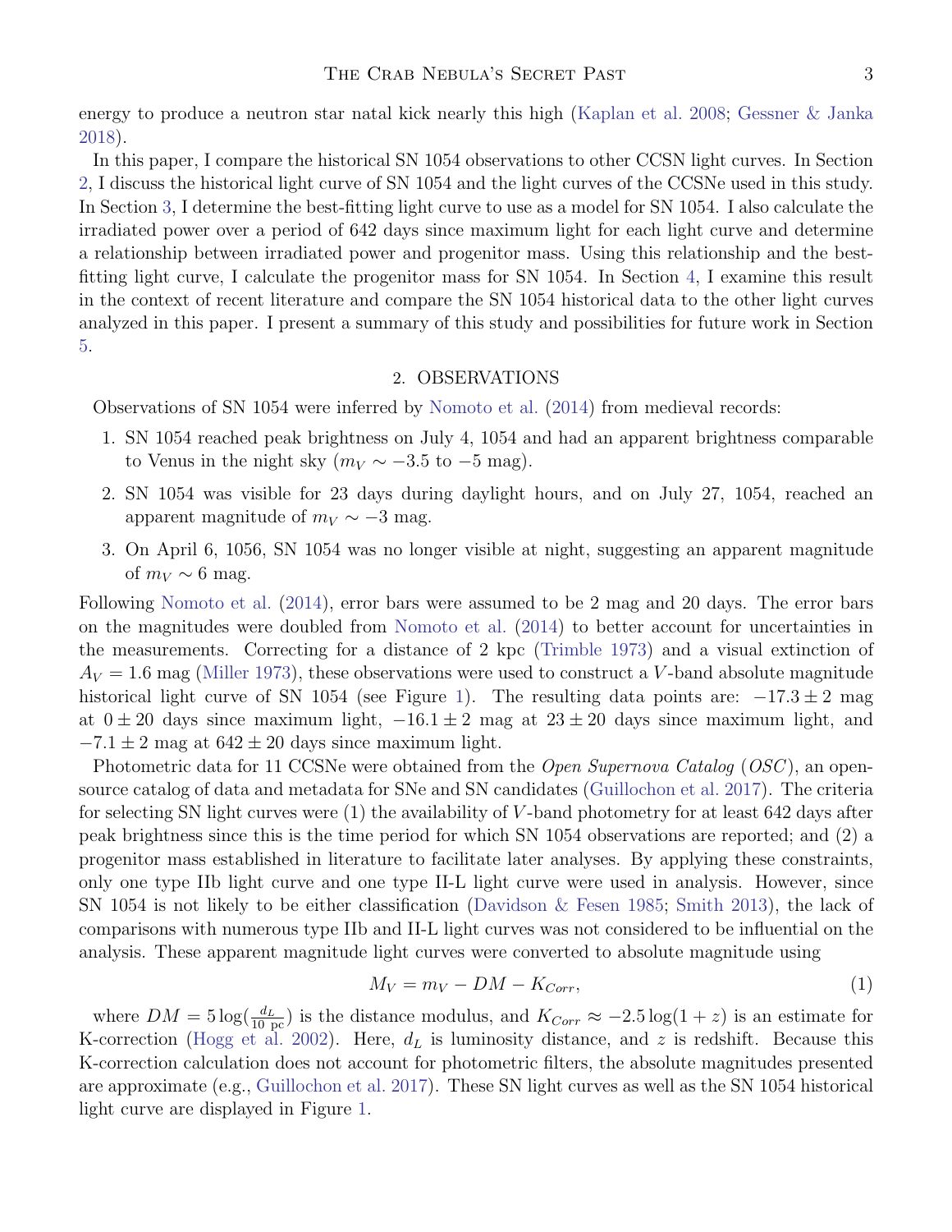energy to produce a neutron star natal kick nearly this high (Kaplan et al. 2008; Gessner & Janka 2018).

In this paper, I compare the historical SN 1054 observations to other CCSN light curves. In Section 2, I discuss the historical light curve of SN 1054 and the light curves of the CCSNe used in this study. In Section 3, I determine the best-fitting light curve to use as a model for SN 1054. I also calculate the irradiated power over a period of 642 days since maximum light for each light curve and determine a relationship between irradiated power and progenitor mass. Using this relationship and the best-fitting light curve, I calculate the progenitor mass for SN 1054. In Section 4, I examine this result in the context of recent literature and compare the SN 1054 historical data to the other light curves analyzed in this paper. I present a summary of this study and possibilities for future work in Section 5.

## 2. OBSERVATIONS

Observations of SN 1054 were inferred by Nomoto et al. (2014) from medieval records:

1. SN 1054 reached peak brightness on July 4, 1054 and had an apparent brightness comparable to Venus in the night sky ($m_V \sim -3.5$ to $-5$ mag).
2. SN 1054 was visible for 23 days during daylight hours, and on July 27, 1054, reached an apparent magnitude of $m_V \sim -3$ mag.
3. On April 6, 1056, SN 1054 was no longer visible at night, suggesting an apparent magnitude of $m_V \sim 6$ mag.

Following Nomoto et al. (2014), error bars were assumed to be 2 mag and 20 days. The error bars on the magnitudes were doubled from Nomoto et al. (2014) to better account for uncertainties in the measurements. Correcting for a distance of 2 kpc (Trimble 1973) and a visual extinction of $A_V = 1.6$ mag (Miller 1973), these observations were used to construct a $V$-band absolute magnitude historical light curve of SN 1054 (see Figure 1). The resulting data points are: $-17.3 \pm 2$ mag at $0 \pm 20$ days since maximum light, $-16.1 \pm 2$ mag at $23 \pm 20$ days since maximum light, and $-7.1 \pm 2$ mag at $642 \pm 20$ days since maximum light.

Photometric data for 11 CCSNe were obtained from the *Open Supernova Catalog* (*OSC*), an open-source catalog of data and metadata for SNe and SN candidates (Guillochon et al. 2017). The criteria for selecting SN light curves were (1) the availability of $V$-band photometry for at least 642 days after peak brightness since this is the time period for which SN 1054 observations are reported; and (2) a progenitor mass established in literature to facilitate later analyses. By applying these constraints, only one type IIb light curve and one type II-L light curve were used in analysis. However, since SN 1054 is not likely to be either classification (Davidson & Fesen 1985; Smith 2013), the lack of comparisons with numerous type IIb and II-L light curves was not considered to be influential on the analysis. These apparent magnitude light curves were converted to absolute magnitude using

$$M_V = m_V - DM - K_{Corr}, \tag{1}$$

where $DM = 5\log(\frac{d_L}{10 \text{ pc}})$ is the distance modulus, and $K_{Corr} \approx -2.5\log(1+z)$ is an estimate for K-correction (Hogg et al. 2002). Here, $d_L$ is luminosity distance, and $z$ is redshift. Because this K-correction calculation does not account for photometric filters, the absolute magnitudes presented are approximate (e.g., Guillochon et al. 2017). These SN light curves as well as the SN 1054 historical light curve are displayed in Figure 1.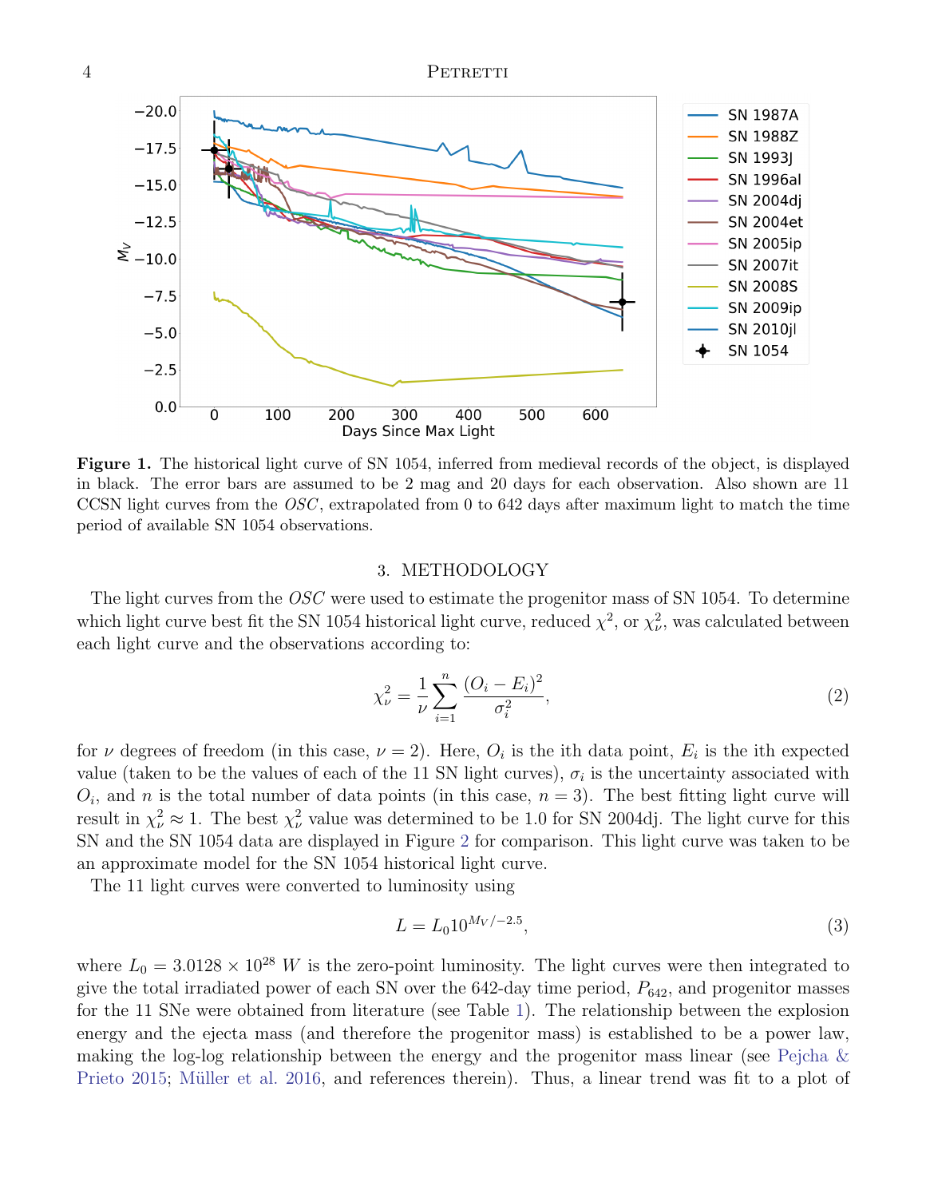**Figure 1.** The historical light curve of SN 1054, inferred from medieval records of the object, is displayed in black. The error bars are assumed to be 2 mag and 20 days for each observation. Also shown are 11 CCSN light curves from the *OSC*, extrapolated from 0 to 642 days after maximum light to match the time period of available SN 1054 observations.

## 3. METHODOLOGY

The light curves from the *OSC* were used to estimate the progenitor mass of SN 1054. To determine which light curve best fit the SN 1054 historical light curve, reduced $\chi^2$, or $\chi^2_\nu$, was calculated between each light curve and the observations according to:

$$\chi^2_\nu = \frac{1}{\nu} \sum_{i=1}^{n} \frac{(O_i - E_i)^2}{\sigma_i^2}, \tag{2}$$

for $\nu$ degrees of freedom (in this case, $\nu = 2$). Here, $O_i$ is the ith data point, $E_i$ is the ith expected value (taken to be the values of each of the 11 SN light curves), $\sigma_i$ is the uncertainty associated with $O_i$, and $n$ is the total number of data points (in this case, $n = 3$). The best fitting light curve will result in $\chi^2_\nu \approx 1$. The best $\chi^2_\nu$ value was determined to be 1.0 for SN 2004dj. The light curve for this SN and the SN 1054 data are displayed in Figure 2 for comparison. This light curve was taken to be an approximate model for the SN 1054 historical light curve.

The 11 light curves were converted to luminosity using

$$L = L_0 10^{M_V/-2.5}, \tag{3}$$

where $L_0 = 3.0128 \times 10^{28}$ $W$ is the zero-point luminosity. The light curves were then integrated to give the total irradiated power of each SN over the 642-day time period, $P_{642}$, and progenitor masses for the 11 SNe were obtained from literature (see Table 1). The relationship between the explosion energy and the ejecta mass (and therefore the progenitor mass) is established to be a power law, making the log-log relationship between the energy and the progenitor mass linear (see Pejcha & Prieto 2015; Müller et al. 2016, and references therein). Thus, a linear trend was fit to a plot of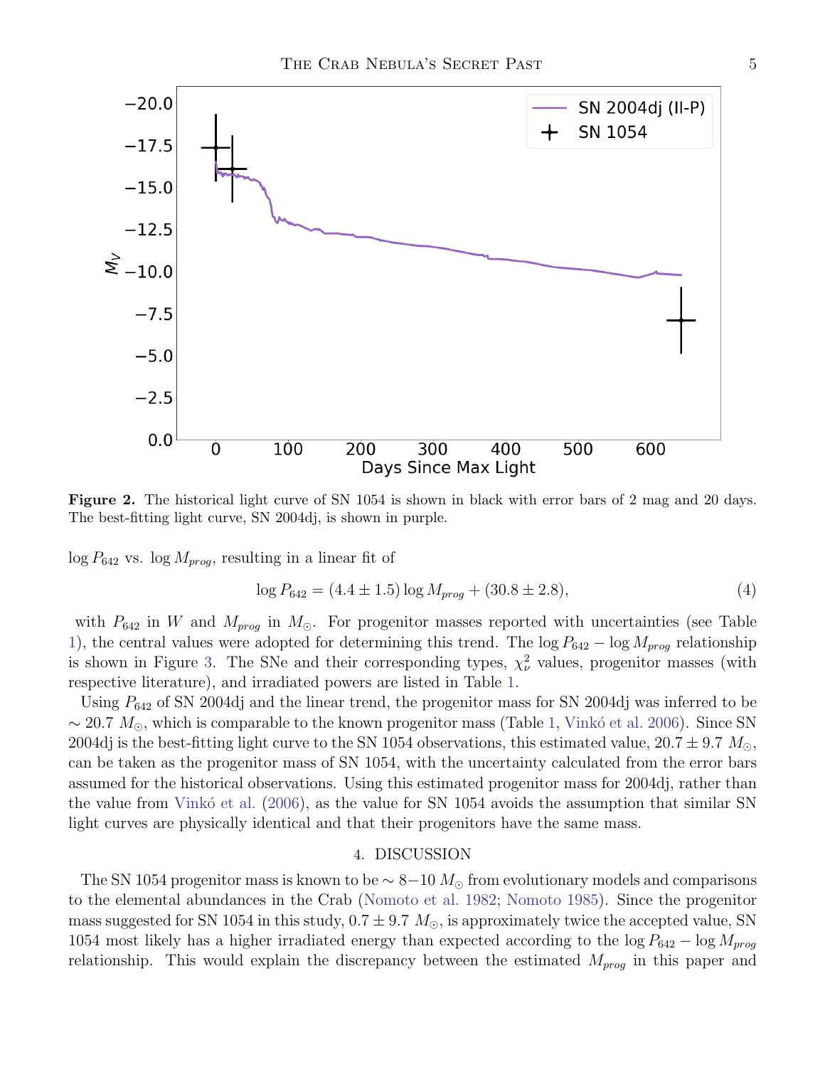**Figure 2.** The historical light curve of SN 1054 is shown in black with error bars of 2 mag and 20 days. The best-fitting light curve, SN 2004dj, is shown in purple.

$\log P_{642}$ vs. $\log M_{prog}$, resulting in a linear fit of

$$\log P_{642} = (4.4 \pm 1.5) \log M_{prog} + (30.8 \pm 2.8), \tag{4}$$

with $P_{642}$ in $W$ and $M_{prog}$ in $M_{\odot}$. For progenitor masses reported with uncertainties (see Table 1), the central values were adopted for determining this trend. The $\log P_{642} - \log M_{prog}$ relationship is shown in Figure 3. The SNe and their corresponding types, $\chi^2_\nu$ values, progenitor masses (with respective literature), and irradiated powers are listed in Table 1.

Using $P_{642}$ of SN 2004dj and the linear trend, the progenitor mass for SN 2004dj was inferred to be $\sim 20.7\ M_{\odot}$, which is comparable to the known progenitor mass (Table 1, Vinkó et al. 2006). Since SN 2004dj is the best-fitting light curve to the SN 1054 observations, this estimated value, $20.7 \pm 9.7\ M_{\odot}$, can be taken as the progenitor mass of SN 1054, with the uncertainty calculated from the error bars assumed for the historical observations. Using this estimated progenitor mass for 2004dj, rather than the value from Vinkó et al. (2006), as the value for SN 1054 avoids the assumption that similar SN light curves are physically identical and that their progenitors have the same mass.

## 4. DISCUSSION

The SN 1054 progenitor mass is known to be $\sim 8-10\ M_{\odot}$ from evolutionary models and comparisons to the elemental abundances in the Crab (Nomoto et al. 1982; Nomoto 1985). Since the progenitor mass suggested for SN 1054 in this study, $0.7 \pm 9.7\ M_{\odot}$, is approximately twice the accepted value, SN 1054 most likely has a higher irradiated energy than expected according to the $\log P_{642} - \log M_{prog}$ relationship. This would explain the discrepancy between the estimated $M_{prog}$ in this paper and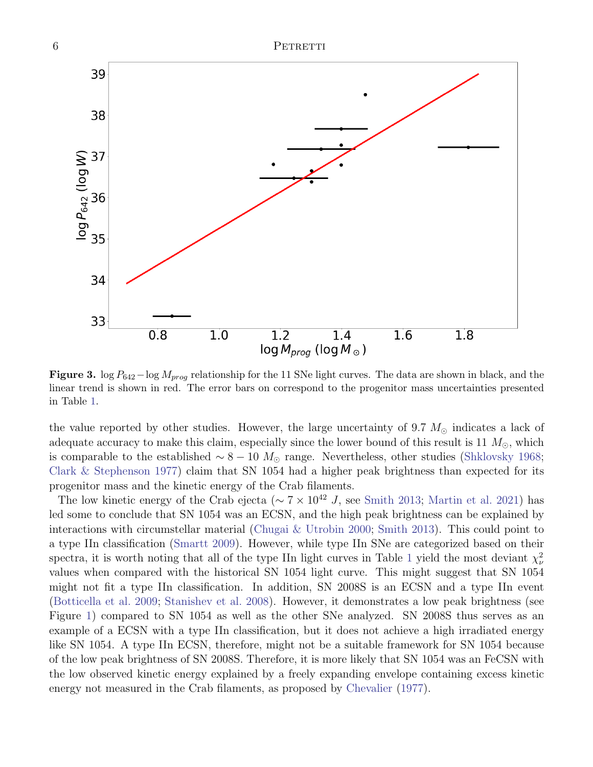**Figure 3.** $\log P_{642} - \log M_{prog}$ relationship for the 11 SNe light curves. The data are shown in black, and the linear trend is shown in red. The error bars on correspond to the progenitor mass uncertainties presented in Table 1.

the value reported by other studies. However, the large uncertainty of 9.7 $M_{\odot}$ indicates a lack of adequate accuracy to make this claim, especially since the lower bound of this result is 11 $M_{\odot}$, which is comparable to the established $\sim 8 - 10$ $M_{\odot}$ range. Nevertheless, other studies (Shklovsky 1968; Clark & Stephenson 1977) claim that SN 1054 had a higher peak brightness than expected for its progenitor mass and the kinetic energy of the Crab filaments.

The low kinetic energy of the Crab ejecta ($\sim 7 \times 10^{42}$ $J$, see Smith 2013; Martin et al. 2021) has led some to conclude that SN 1054 was an ECSN, and the high peak brightness can be explained by interactions with circumstellar material (Chugai & Utrobin 2000; Smith 2013). This could point to a type IIn classification (Smartt 2009). However, while type IIn SNe are categorized based on their spectra, it is worth noting that all of the type IIn light curves in Table 1 yield the most deviant $\chi^2_\nu$ values when compared with the historical SN 1054 light curve. This might suggest that SN 1054 might not fit a type IIn classification. In addition, SN 2008S is an ECSN and a type IIn event (Botticella et al. 2009; Stanishev et al. 2008). However, it demonstrates a low peak brightness (see Figure 1) compared to SN 1054 as well as the other SNe analyzed. SN 2008S thus serves as an example of a ECSN with a type IIn classification, but it does not achieve a high irradiated energy like SN 1054. A type IIn ECSN, therefore, might not be a suitable framework for SN 1054 because of the low peak brightness of SN 2008S. Therefore, it is more likely that SN 1054 was an FeCSN with the low observed kinetic energy explained by a freely expanding envelope containing excess kinetic energy not measured in the Crab filaments, as proposed by Chevalier (1977).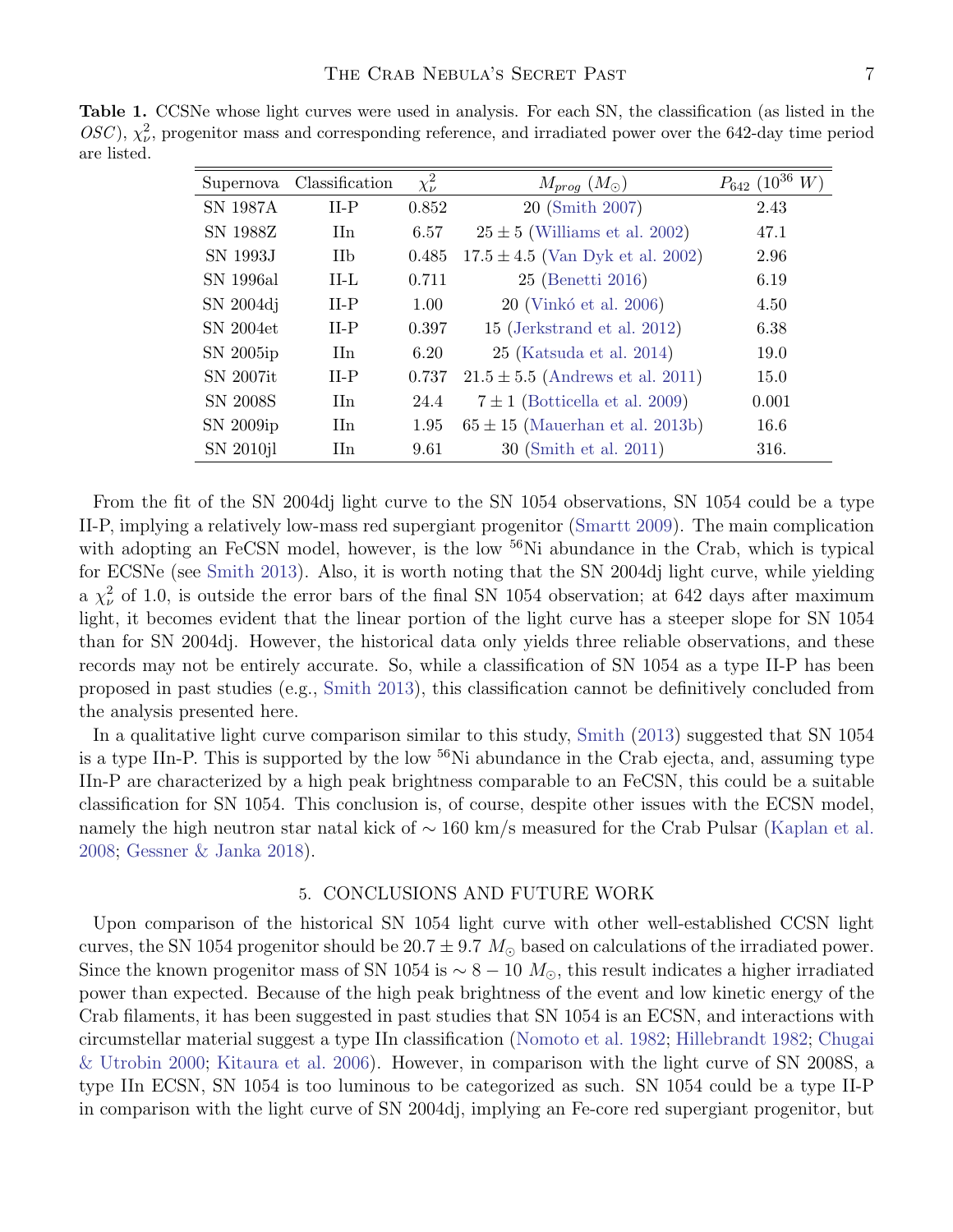**Table 1.** CCSNe whose light curves were used in analysis. For each SN, the classification (as listed in the *OSC*), $\chi^2_\nu$, progenitor mass and corresponding reference, and irradiated power over the 642-day time period are listed.

| Supernova | Classification | $\chi^2_\nu$ | $M_{prog}$ ($M_\odot$) | $P_{642}$ ($10^{36}$ $W$) |
|---|---|---|---|---|
| SN 1987A | II-P | 0.852 | 20 (Smith 2007) | 2.43 |
| SN 1988Z | IIn | 6.57 | $25 \pm 5$ (Williams et al. 2002) | 47.1 |
| SN 1993J | IIb | 0.485 | $17.5 \pm 4.5$ (Van Dyk et al. 2002) | 2.96 |
| SN 1996al | II-L | 0.711 | 25 (Benetti 2016) | 6.19 |
| SN 2004dj | II-P | 1.00 | 20 (Vinkó et al. 2006) | 4.50 |
| SN 2004et | II-P | 0.397 | 15 (Jerkstrand et al. 2012) | 6.38 |
| SN 2005ip | IIn | 6.20 | 25 (Katsuda et al. 2014) | 19.0 |
| SN 2007it | II-P | 0.737 | $21.5 \pm 5.5$ (Andrews et al. 2011) | 15.0 |
| SN 2008S | IIn | 24.4 | $7 \pm 1$ (Botticella et al. 2009) | 0.001 |
| SN 2009ip | IIn | 1.95 | $65 \pm 15$ (Mauerhan et al. 2013b) | 16.6 |
| SN 2010jl | IIn | 9.61 | 30 (Smith et al. 2011) | 316. |

From the fit of the SN 2004dj light curve to the SN 1054 observations, SN 1054 could be a type II-P, implying a relatively low-mass red supergiant progenitor (Smartt 2009). The main complication with adopting an FeCSN model, however, is the low $^{56}$Ni abundance in the Crab, which is typical for ECSNe (see Smith 2013). Also, it is worth noting that the SN 2004dj light curve, while yielding a $\chi^2_\nu$ of 1.0, is outside the error bars of the final SN 1054 observation; at 642 days after maximum light, it becomes evident that the linear portion of the light curve has a steeper slope for SN 1054 than for SN 2004dj. However, the historical data only yields three reliable observations, and these records may not be entirely accurate. So, while a classification of SN 1054 as a type II-P has been proposed in past studies (e.g., Smith 2013), this classification cannot be definitively concluded from the analysis presented here.

In a qualitative light curve comparison similar to this study, Smith (2013) suggested that SN 1054 is a type IIn-P. This is supported by the low $^{56}$Ni abundance in the Crab ejecta, and, assuming type IIn-P are characterized by a high peak brightness comparable to an FeCSN, this could be a suitable classification for SN 1054. This conclusion is, of course, despite other issues with the ECSN model, namely the high neutron star natal kick of $\sim 160$ km/s measured for the Crab Pulsar (Kaplan et al. 2008; Gessner & Janka 2018).

## 5. CONCLUSIONS AND FUTURE WORK

Upon comparison of the historical SN 1054 light curve with other well-established CCSN light curves, the SN 1054 progenitor should be $20.7 \pm 9.7$ $M_\odot$ based on calculations of the irradiated power. Since the known progenitor mass of SN 1054 is $\sim 8 - 10$ $M_\odot$, this result indicates a higher irradiated power than expected. Because of the high peak brightness of the event and low kinetic energy of the Crab filaments, it has been suggested in past studies that SN 1054 is an ECSN, and interactions with circumstellar material suggest a type IIn classification (Nomoto et al. 1982; Hillebrandt 1982; Chugai & Utrobin 2000; Kitaura et al. 2006). However, in comparison with the light curve of SN 2008S, a type IIn ECSN, SN 1054 is too luminous to be categorized as such. SN 1054 could be a type II-P in comparison with the light curve of SN 2004dj, implying an Fe-core red supergiant progenitor, but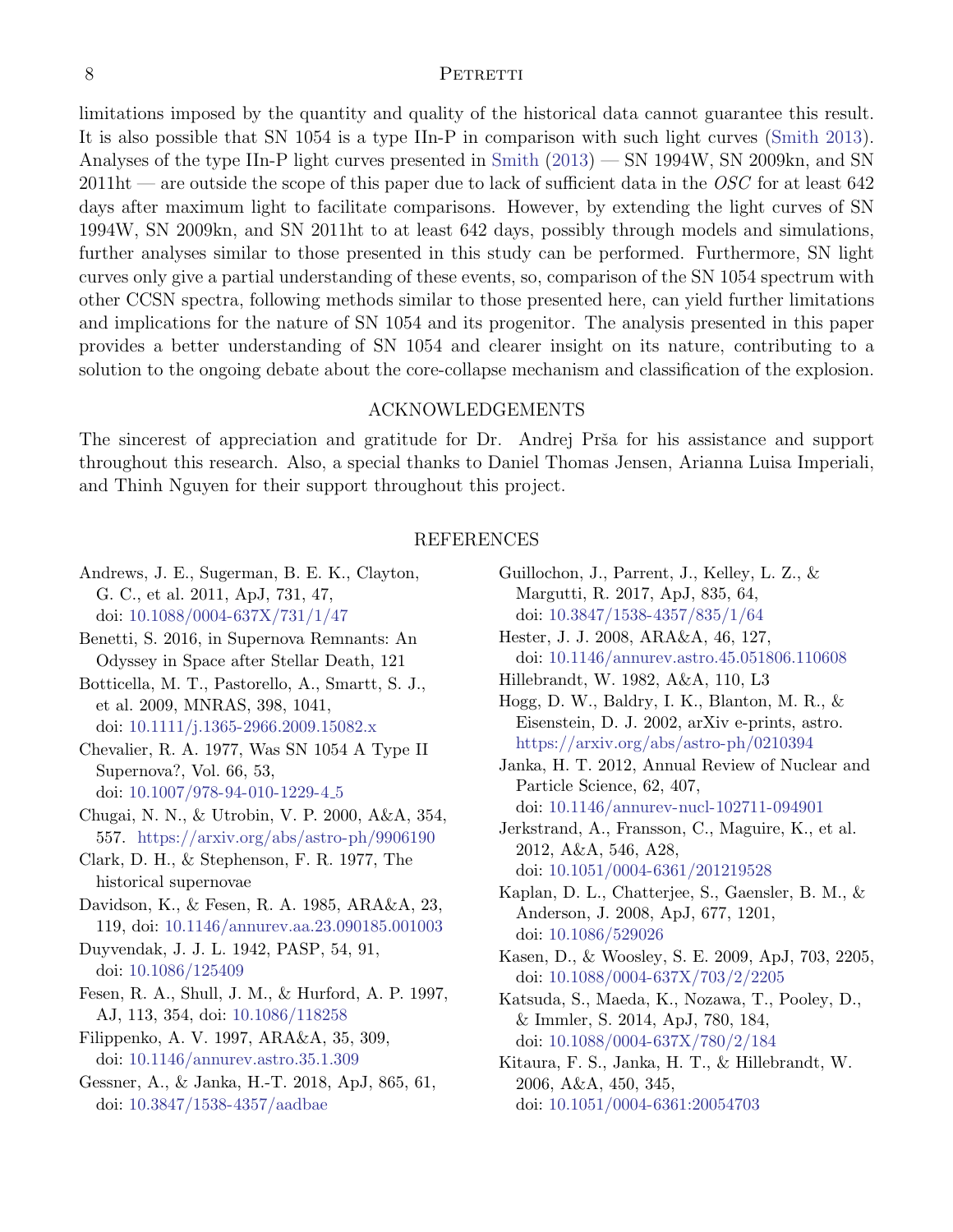limitations imposed by the quantity and quality of the historical data cannot guarantee this result. It is also possible that SN 1054 is a type IIn-P in comparison with such light curves (Smith 2013). Analyses of the type IIn-P light curves presented in Smith (2013) — SN 1994W, SN 2009kn, and SN 2011ht — are outside the scope of this paper due to lack of sufficient data in the *OSC* for at least 642 days after maximum light to facilitate comparisons. However, by extending the light curves of SN 1994W, SN 2009kn, and SN 2011ht to at least 642 days, possibly through models and simulations, further analyses similar to those presented in this study can be performed. Furthermore, SN light curves only give a partial understanding of these events, so, comparison of the SN 1054 spectrum with other CCSN spectra, following methods similar to those presented here, can yield further limitations and implications for the nature of SN 1054 and its progenitor. The analysis presented in this paper provides a better understanding of SN 1054 and clearer insight on its nature, contributing to a solution to the ongoing debate about the core-collapse mechanism and classification of the explosion.

## ACKNOWLEDGEMENTS

The sincerest of appreciation and gratitude for Dr. Andrej Prša for his assistance and support throughout this research. Also, a special thanks to Daniel Thomas Jensen, Arianna Luisa Imperiali, and Thinh Nguyen for their support throughout this project.

## REFERENCES

Andrews, J. E., Sugerman, B. E. K., Clayton, G. C., et al. 2011, ApJ, 731, 47, doi: 10.1088/0004-637X/731/1/47

Benetti, S. 2016, in Supernova Remnants: An Odyssey in Space after Stellar Death, 121

Botticella, M. T., Pastorello, A., Smartt, S. J., et al. 2009, MNRAS, 398, 1041, doi: 10.1111/j.1365-2966.2009.15082.x

Chevalier, R. A. 1977, Was SN 1054 A Type II Supernova?, Vol. 66, 53, doi: 10.1007/978-94-010-1229-4_5

Chugai, N. N., & Utrobin, V. P. 2000, A&A, 354, 557. https://arxiv.org/abs/astro-ph/9906190

Clark, D. H., & Stephenson, F. R. 1977, The historical supernovae

Davidson, K., & Fesen, R. A. 1985, ARA&A, 23, 119, doi: 10.1146/annurev.aa.23.090185.001003

Duyvendak, J. J. L. 1942, PASP, 54, 91, doi: 10.1086/125409

Fesen, R. A., Shull, J. M., & Hurford, A. P. 1997, AJ, 113, 354, doi: 10.1086/118258

Filippenko, A. V. 1997, ARA&A, 35, 309, doi: 10.1146/annurev.astro.35.1.309

Gessner, A., & Janka, H.-T. 2018, ApJ, 865, 61, doi: 10.3847/1538-4357/aadbae

Guillochon, J., Parrent, J., Kelley, L. Z., & Margutti, R. 2017, ApJ, 835, 64, doi: 10.3847/1538-4357/835/1/64

Hester, J. J. 2008, ARA&A, 46, 127, doi: 10.1146/annurev.astro.45.051806.110608

Hillebrandt, W. 1982, A&A, 110, L3

Hogg, D. W., Baldry, I. K., Blanton, M. R., & Eisenstein, D. J. 2002, arXiv e-prints, astro. https://arxiv.org/abs/astro-ph/0210394

Janka, H. T. 2012, Annual Review of Nuclear and Particle Science, 62, 407, doi: 10.1146/annurev-nucl-102711-094901

Jerkstrand, A., Fransson, C., Maguire, K., et al. 2012, A&A, 546, A28, doi: 10.1051/0004-6361/201219528

Kaplan, D. L., Chatterjee, S., Gaensler, B. M., & Anderson, J. 2008, ApJ, 677, 1201, doi: 10.1086/529026

Kasen, D., & Woosley, S. E. 2009, ApJ, 703, 2205, doi: 10.1088/0004-637X/703/2/2205

Katsuda, S., Maeda, K., Nozawa, T., Pooley, D., & Immler, S. 2014, ApJ, 780, 184, doi: 10.1088/0004-637X/780/2/184

Kitaura, F. S., Janka, H. T., & Hillebrandt, W. 2006, A&A, 450, 345, doi: 10.1051/0004-6361:20054703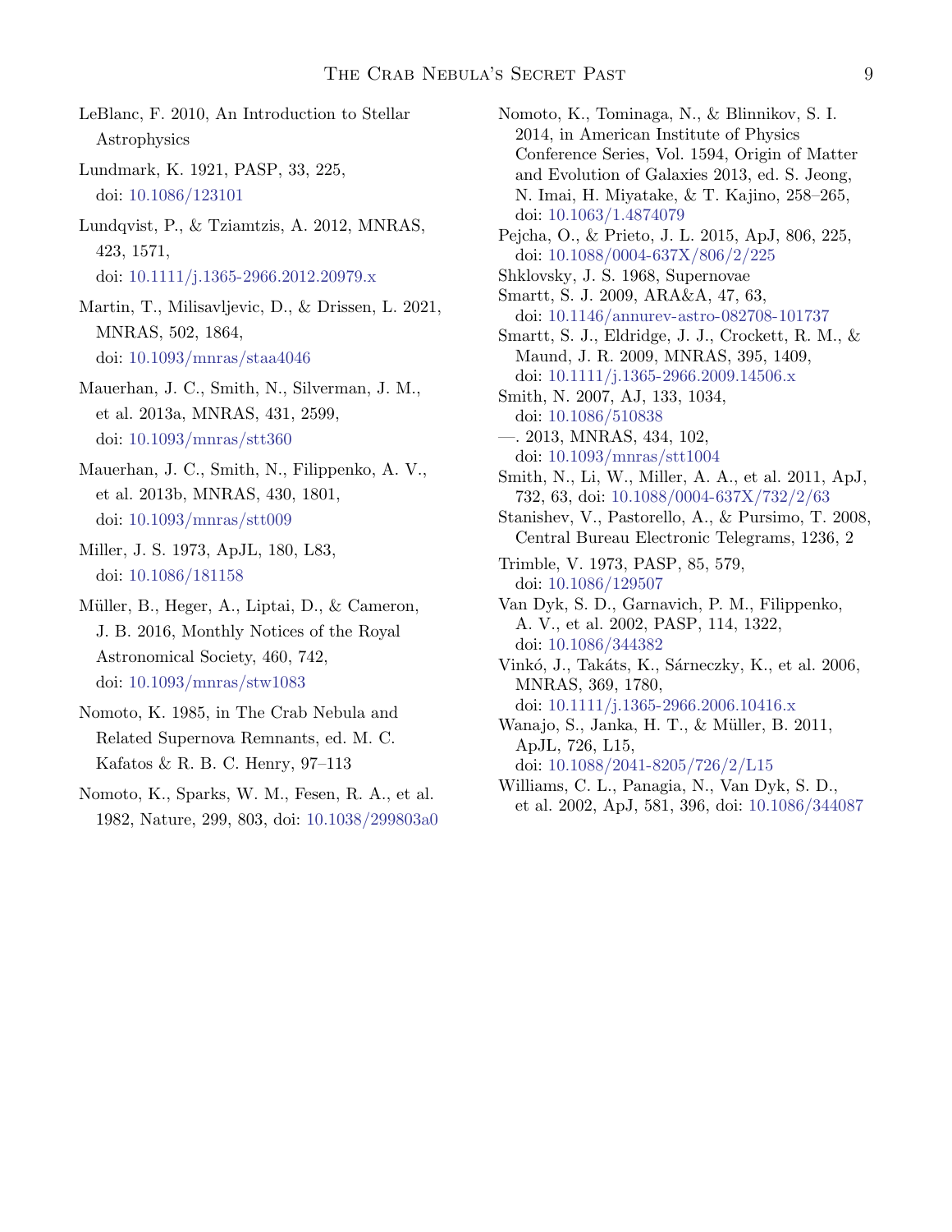LeBlanc, F. 2010, An Introduction to Stellar Astrophysics

Lundmark, K. 1921, PASP, 33, 225, doi: 10.1086/123101

Lundqvist, P., & Tziamtzis, A. 2012, MNRAS, 423, 1571, doi: 10.1111/j.1365-2966.2012.20979.x

Martin, T., Milisavljevic, D., & Drissen, L. 2021, MNRAS, 502, 1864, doi: 10.1093/mnras/staa4046

Mauerhan, J. C., Smith, N., Silverman, J. M., et al. 2013a, MNRAS, 431, 2599, doi: 10.1093/mnras/stt360

Mauerhan, J. C., Smith, N., Filippenko, A. V., et al. 2013b, MNRAS, 430, 1801, doi: 10.1093/mnras/stt009

Miller, J. S. 1973, ApJL, 180, L83, doi: 10.1086/181158

Müller, B., Heger, A., Liptai, D., & Cameron, J. B. 2016, Monthly Notices of the Royal Astronomical Society, 460, 742, doi: 10.1093/mnras/stw1083

Nomoto, K. 1985, in The Crab Nebula and Related Supernova Remnants, ed. M. C. Kafatos & R. B. C. Henry, 97–113

Nomoto, K., Sparks, W. M., Fesen, R. A., et al. 1982, Nature, 299, 803, doi: 10.1038/299803a0

Nomoto, K., Tominaga, N., & Blinnikov, S. I. 2014, in American Institute of Physics Conference Series, Vol. 1594, Origin of Matter and Evolution of Galaxies 2013, ed. S. Jeong, N. Imai, H. Miyatake, & T. Kajino, 258–265, doi: 10.1063/1.4874079

Pejcha, O., & Prieto, J. L. 2015, ApJ, 806, 225, doi: 10.1088/0004-637X/806/2/225

Shklovsky, J. S. 1968, Supernovae

Smartt, S. J. 2009, ARA&A, 47, 63, doi: 10.1146/annurev-astro-082708-101737

Smartt, S. J., Eldridge, J. J., Crockett, R. M., & Maund, J. R. 2009, MNRAS, 395, 1409, doi: 10.1111/j.1365-2966.2009.14506.x

Smith, N. 2007, AJ, 133, 1034, doi: 10.1086/510838

—. 2013, MNRAS, 434, 102, doi: 10.1093/mnras/stt1004

Smith, N., Li, W., Miller, A. A., et al. 2011, ApJ, 732, 63, doi: 10.1088/0004-637X/732/2/63

Stanishev, V., Pastorello, A., & Pursimo, T. 2008, Central Bureau Electronic Telegrams, 1236, 2

Trimble, V. 1973, PASP, 85, 579, doi: 10.1086/129507

Van Dyk, S. D., Garnavich, P. M., Filippenko, A. V., et al. 2002, PASP, 114, 1322, doi: 10.1086/344382

Vinkó, J., Takáts, K., Sárneczky, K., et al. 2006, MNRAS, 369, 1780, doi: 10.1111/j.1365-2966.2006.10416.x

Wanajo, S., Janka, H. T., & Müller, B. 2011, ApJL, 726, L15, doi: 10.1088/2041-8205/726/2/L15

Williams, C. L., Panagia, N., Van Dyk, S. D., et al. 2002, ApJ, 581, 396, doi: 10.1086/344087